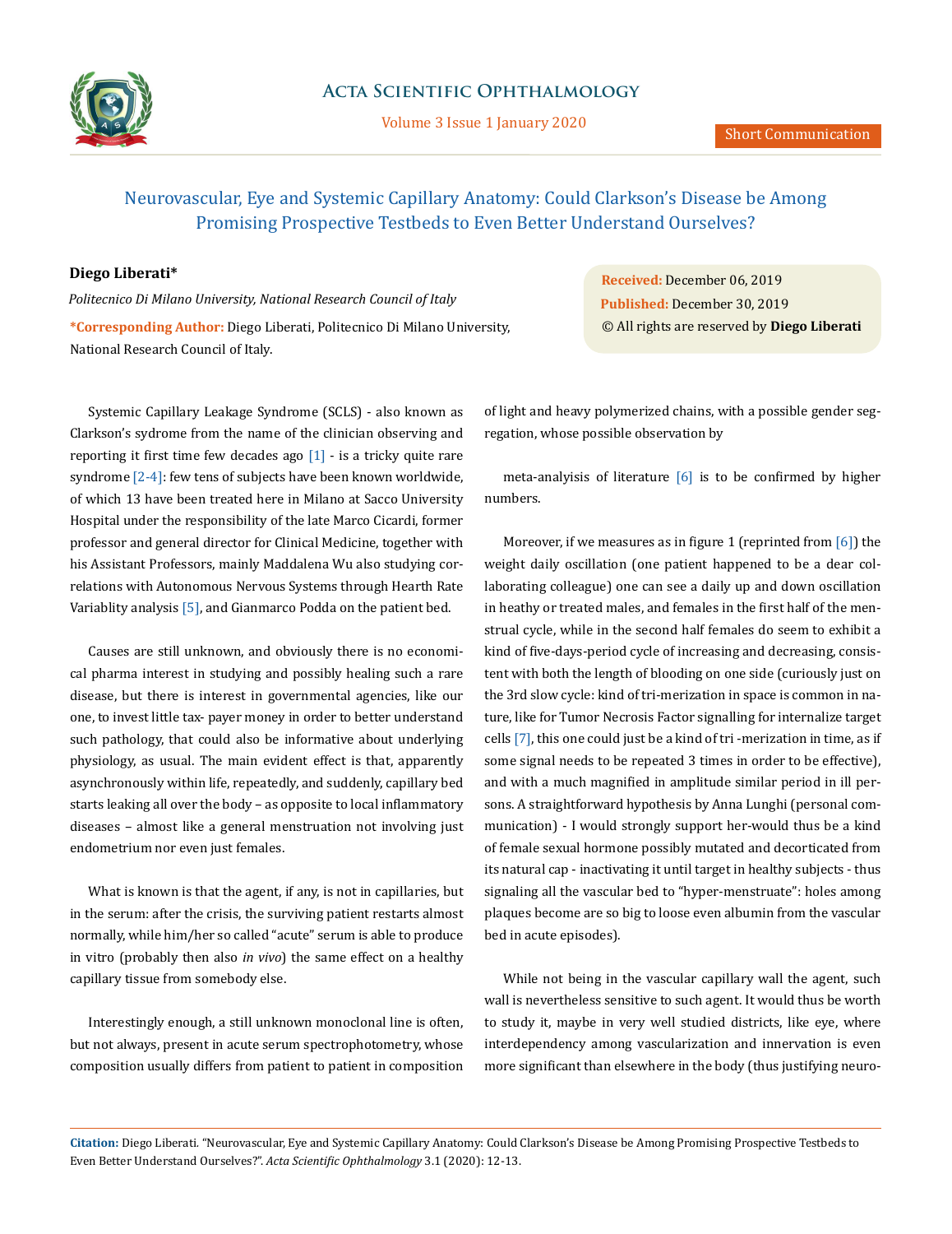# Neurovascular, Eye and Systemic Capillary Anatomy: Could Clarkson's Disease be Among Promising Prospective Testbeds to Even Better Understand Ourselves?

**Diego Liberati***

*Politecnico Di Milano University, National Research Council of Italy*

***Corresponding Author:** Diego Liberati, Politecnico Di Milano University, National Research Council of Italy.

**Received:** December 06, 2019
**Published:** December 30, 2019
© All rights are reserved by **Diego Liberati**.

Systemic Capillary Leakage Syndrome (SCLS) - also known as Clarkson's sydrome from the name of the clinician observing and reporting it first time few decades ago [1] - is a tricky quite rare syndrome [2-4]: few tens of subjects have been known worldwide, of which 13 have been treated here in Milano at Sacco University Hospital under the responsibility of the late Marco Cicardi, former professor and general director for Clinical Medicine, together with his Assistant Professors, mainly Maddalena Wu also studying correlations with Autonomous Nervous Systems through Hearth Rate Variablity analysis [5], and Gianmarco Podda on the patient bed.

Causes are still unknown, and obviously there is no economical pharma interest in studying and possibly healing such a rare disease, but there is interest in governmental agencies, like our one, to invest little tax- payer money in order to better understand such pathology, that could also be informative about underlying physiology, as usual. The main evident effect is that, apparently asynchronously within life, repeatedly, and suddenly, capillary bed starts leaking all over the body – as opposite to local inflammatory diseases – almost like a general menstruation not involving just endometrium nor even just females.

What is known is that the agent, if any, is not in capillaries, but in the serum: after the crisis, the surviving patient restarts almost normally, while him/her so called "acute" serum is able to produce in vitro (probably then also *in vivo*) the same effect on a healthy capillary tissue from somebody else.

Interestingly enough, a still unknown monoclonal line is often, but not always, present in acute serum spectrophotometry, whose composition usually differs from patient to patient in composition of light and heavy polymerized chains, with a possible gender segregation, whose possible observation by meta-analyisis of literature [6] is to be confirmed by higher numbers.

Moreover, if we measures as in figure 1 (reprinted from [6]) the weight daily oscillation (one patient happened to be a dear collaborating colleague) one can see a daily up and down oscillation in heathy or treated males, and females in the first half of the menstrual cycle, while in the second half females do seem to exhibit a kind of five-days-period cycle of increasing and decreasing, consistent with both the length of blooding on one side (curiously just on the 3rd slow cycle: kind of tri-merization in space is common in nature, like for Tumor Necrosis Factor signalling for internalize target cells [7], this one could just be a kind of tri -merization in time, as if some signal needs to be repeated 3 times in order to be effective), and with a much magnified in amplitude similar period in ill persons. A straightforward hypothesis by Anna Lunghi (personal communication) - I would strongly support her-would thus be a kind of female sexual hormone possibly mutated and decorticated from its natural cap - inactivating it until target in healthy subjects - thus signaling all the vascular bed to "hyper-menstruate": holes among plaques become are so big to loose even albumin from the vascular bed in acute episodes).

While not being in the vascular capillary wall the agent, such wall is nevertheless sensitive to such agent. It would thus be worth to study it, maybe in very well studied districts, like eye, where interdependency among vascularization and innervation is even more significant than elsewhere in the body (thus justifying neuro-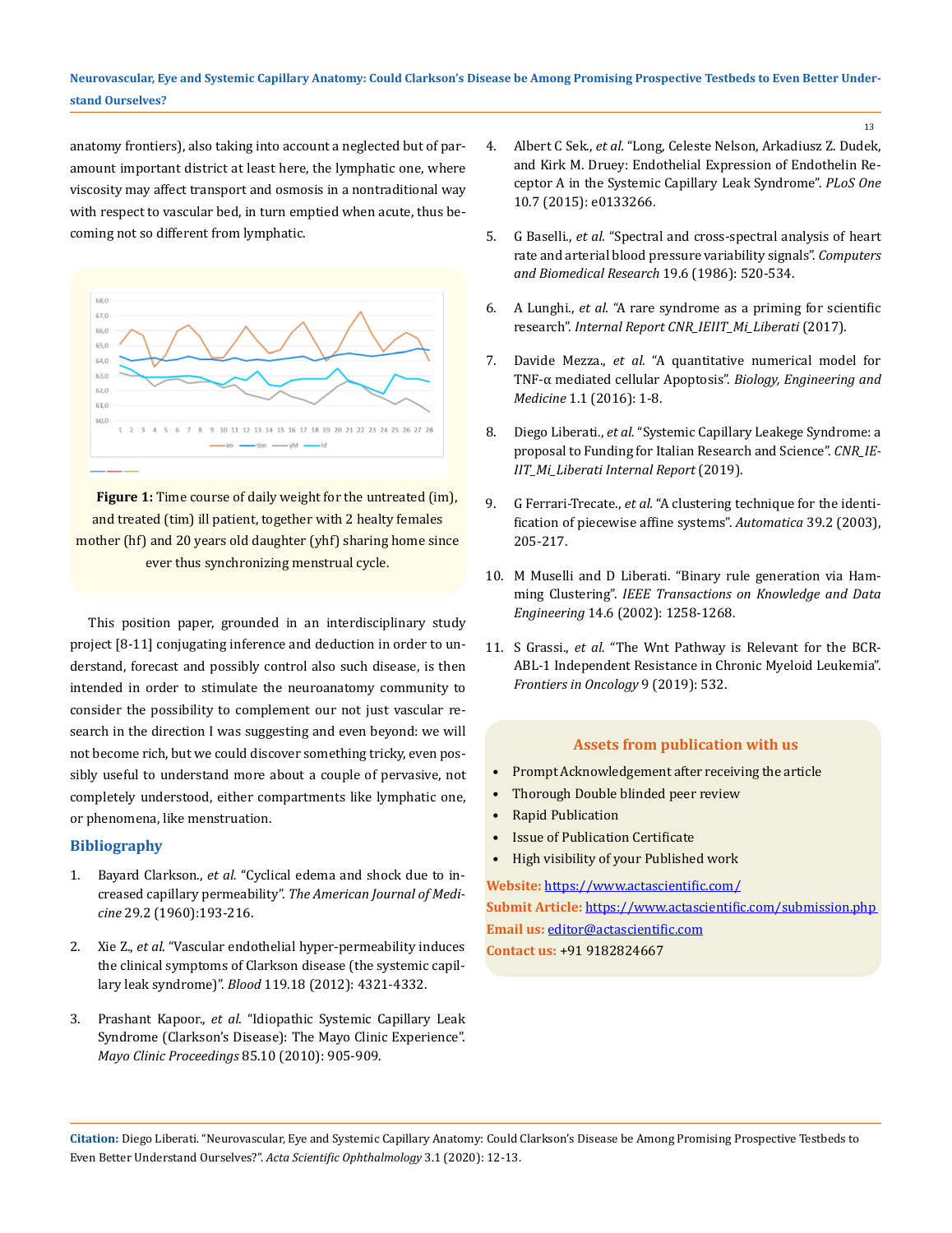anatomy frontiers), also taking into account a neglected but of paramount important district at least here, the lymphatic one, where viscosity may affect transport and osmosis in a nontraditional way with respect to vascular bed, in turn emptied when acute, thus becoming not so different from lymphatic.

68,0
67,0
66,0
65,0
64,0
63,0
62,0
61,0
60,0

1 2 3 4 5 6 7 8 9 10 11 12 13 14 15 16 17 18 19 20 21 22 23 24 25 26 27 28

im tim yhf hf

**Figure 1:** Time course of daily weight for the untreated (im), and treated (tim) ill patient, together with 2 healty females mother (hf) and 20 years old daughter (yhf) sharing home since ever thus synchronizing menstrual cycle.

This position paper, grounded in an interdisciplinary study project [8-11] conjugating inference and deduction in order to understand, forecast and possibly control also such disease, is then intended in order to stimulate the neuroanatomy community to consider the possibility to complement our not just vascular research in the direction I was suggesting and even beyond: we will not become rich, but we could discover something tricky, even possibly useful to understand more about a couple of pervasive, not completely understood, either compartments like lymphatic one, or phenomena, like menstruation.

## Bibliography

1. Bayard Clarkson., *et al.* "Cyclical edema and shock due to increased capillary permeability". *The American Journal of Medicine* 29.2 (1960):193-216.
2. Xie Z., *et al.* "Vascular endothelial hyper-permeability induces the clinical symptoms of Clarkson disease (the systemic capillary leak syndrome)". *Blood* 119.18 (2012): 4321-4332.
3. Prashant Kapoor., *et al.* "Idiopathic Systemic Capillary Leak Syndrome (Clarkson's Disease): The Mayo Clinic Experience". *Mayo Clinic Proceedings* 85.10 (2010): 905-909.
4. Albert C Sek., *et al.* "Long, Celeste Nelson, Arkadiusz Z. Dudek, and Kirk M. Druey: Endothelial Expression of Endothelin Receptor A in the Systemic Capillary Leak Syndrome". *PLoS One* 10.7 (2015): e0133266.
5. G Baselli., *et al.* "Spectral and cross-spectral analysis of heart rate and arterial blood pressure variability signals". *Computers and Biomedical Research* 19.6 (1986): 520-534.
6. A Lunghi., *et al.* "A rare syndrome as a priming for scientific research". *Internal Report CNR_IEIIT_Mi_Liberati* (2017).
7. Davide Mezza., *et al.* "A quantitative numerical model for TNF-α mediated cellular Apoptosis". *Biology, Engineering and Medicine* 1.1 (2016): 1-8.
8. Diego Liberati., *et al.* "Systemic Capillary Leakege Syndrome: a proposal to Funding for Italian Research and Science". *CNR_IEIIT_Mi_Liberati Internal Report* (2019).
9. G Ferrari-Trecate., *et al.* "A clustering technique for the identification of piecewise affine systems". *Automatica* 39.2 (2003), 205-217.
10. M Muselli and D Liberati. "Binary rule generation via Hamming Clustering". *IEEE Transactions on Knowledge and Data Engineering* 14.6 (2002): 1258-1268.
11. S Grassi., *et al.* "The Wnt Pathway is Relevant for the BCR-ABL-1 Independent Resistance in Chronic Myeloid Leukemia". *Frontiers in Oncology* 9 (2019): 532.

**Assets from publication with us**

- Prompt Acknowledgement after receiving the article
- Thorough Double blinded peer review
- Rapid Publication
- Issue of Publication Certificate
- High visibility of your Published work

**Website:** https://www.actascientific.com/
**Submit Article:** https://www.actascientific.com/submission.php
**Email us:** editor@actascientific.com
**Contact us:** +91 9182824667